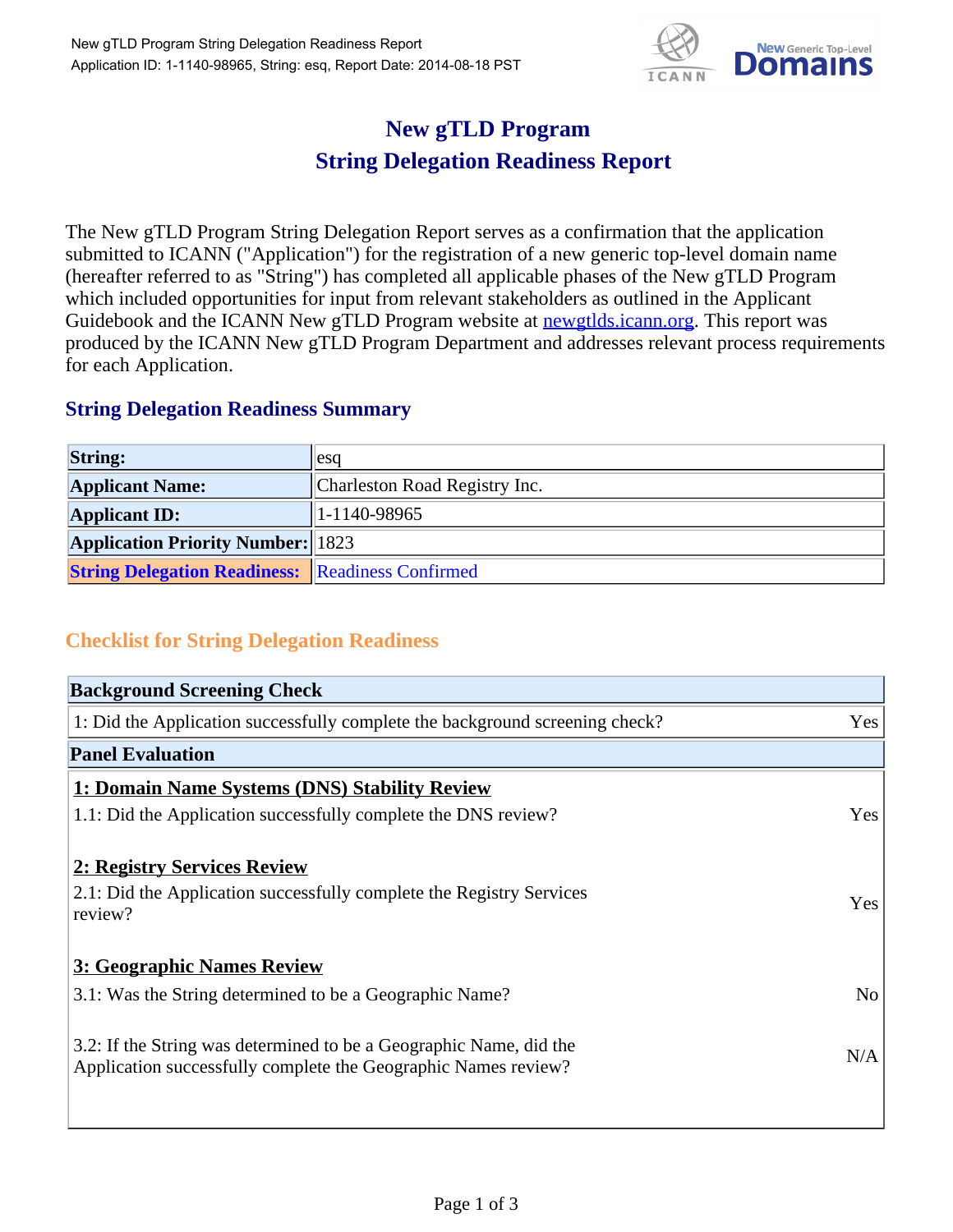# New gTLD Program
# String Delegation Readiness Report

The New gTLD Program String Delegation Report serves as a confirmation that the application submitted to ICANN ("Application") for the registration of a new generic top-level domain name (hereafter referred to as "String") has completed all applicable phases of the New gTLD Program which included opportunities for input from relevant stakeholders as outlined in the Applicant Guidebook and the ICANN New gTLD Program website at newgtlds.icann.org. This report was produced by the ICANN New gTLD Program Department and addresses relevant process requirements for each Application.

## String Delegation Readiness Summary

| | |
|---|---|
| **String:** | esq |
| **Applicant Name:** | Charleston Road Registry Inc. |
| **Applicant ID:** | 1-1140-98965 |
| **Application Priority Number:** | 1823 |
| **String Delegation Readiness:** | Readiness Confirmed |

## Checklist for String Delegation Readiness

| **Background Screening Check** | |
|---|---|
| 1: Did the Application successfully complete the background screening check? | Yes |
| **Panel Evaluation** | |
| **1: Domain Name Systems (DNS) Stability Review** | |
| 1.1: Did the Application successfully complete the DNS review? | Yes |
| **2: Registry Services Review** | |
| 2.1: Did the Application successfully complete the Registry Services review? | Yes |
| **3: Geographic Names Review** | |
| 3.1: Was the String determined to be a Geographic Name? | No |
| 3.2: If the String was determined to be a Geographic Name, did the Application successfully complete the Geographic Names review? | N/A |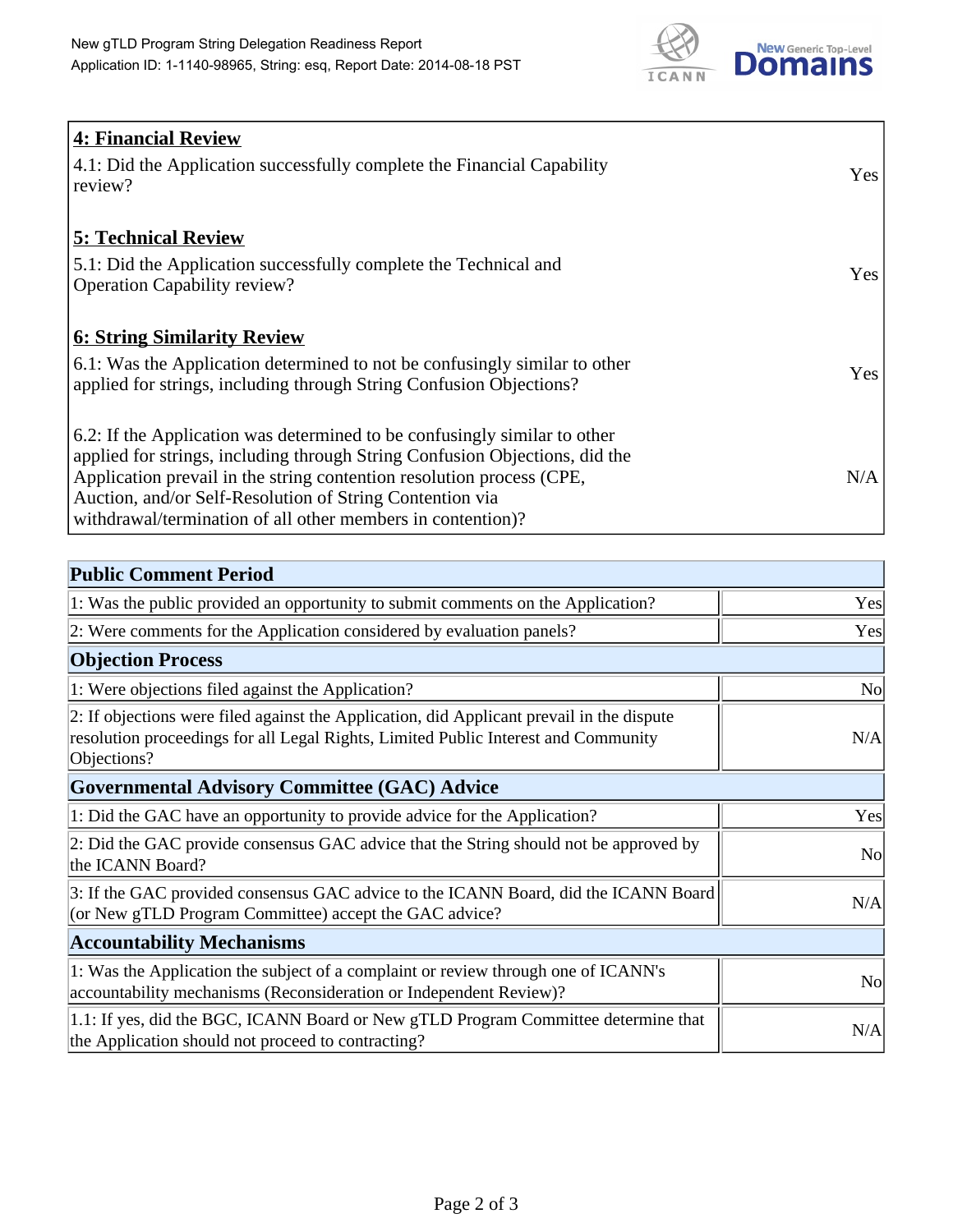| | |
|---|---|
| **4: Financial Review** | |
| 4.1: Did the Application successfully complete the Financial Capability review? | Yes |
| **5: Technical Review** | |
| 5.1: Did the Application successfully complete the Technical and Operation Capability review? | Yes |
| **6: String Similarity Review** | |
| 6.1: Was the Application determined to not be confusingly similar to other applied for strings, including through String Confusion Objections? | Yes |
| 6.2: If the Application was determined to be confusingly similar to other applied for strings, including through String Confusion Objections, did the Application prevail in the string contention resolution process (CPE, Auction, and/or Self-Resolution of String Contention via withdrawal/termination of all other members in contention)? | N/A |

| | |
|---|---|
| **Public Comment Period** | |
| 1: Was the public provided an opportunity to submit comments on the Application? | Yes |
| 2: Were comments for the Application considered by evaluation panels? | Yes |
| **Objection Process** | |
| 1: Were objections filed against the Application? | No |
| 2: If objections were filed against the Application, did Applicant prevail in the dispute resolution proceedings for all Legal Rights, Limited Public Interest and Community Objections? | N/A |
| **Governmental Advisory Committee (GAC) Advice** | |
| 1: Did the GAC have an opportunity to provide advice for the Application? | Yes |
| 2: Did the GAC provide consensus GAC advice that the String should not be approved by the ICANN Board? | No |
| 3: If the GAC provided consensus GAC advice to the ICANN Board, did the ICANN Board (or New gTLD Program Committee) accept the GAC advice? | N/A |
| **Accountability Mechanisms** | |
| 1: Was the Application the subject of a complaint or review through one of ICANN's accountability mechanisms (Reconsideration or Independent Review)? | No |
| 1.1: If yes, did the BGC, ICANN Board or New gTLD Program Committee determine that the Application should not proceed to contracting? | N/A |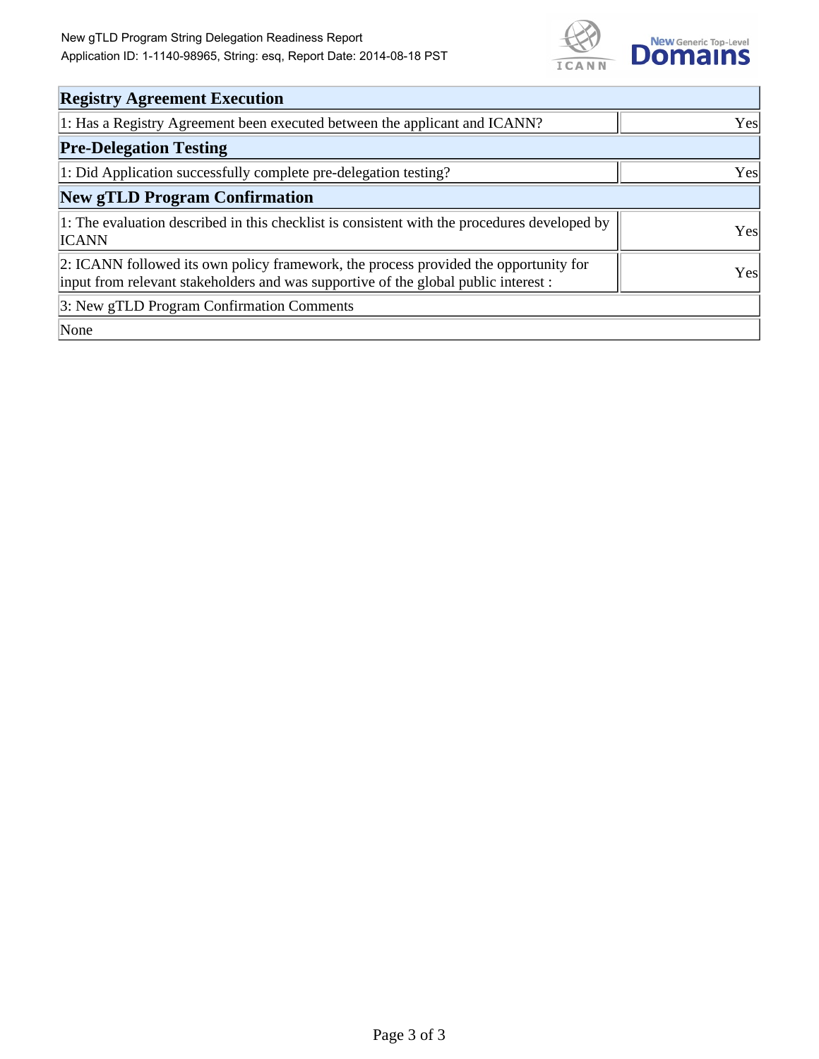## Registry Agreement Execution

| | |
|---|---|
| 1: Has a Registry Agreement been executed between the applicant and ICANN? | Yes |

## Pre-Delegation Testing

| | |
|---|---|
| 1: Did Application successfully complete pre-delegation testing? | Yes |

## New gTLD Program Confirmation

| | |
|---|---|
| 1: The evaluation described in this checklist is consistent with the procedures developed by ICANN | Yes |
| 2: ICANN followed its own policy framework, the process provided the opportunity for input from relevant stakeholders and was supportive of the global public interest : | Yes |

3: New gTLD Program Confirmation Comments

None